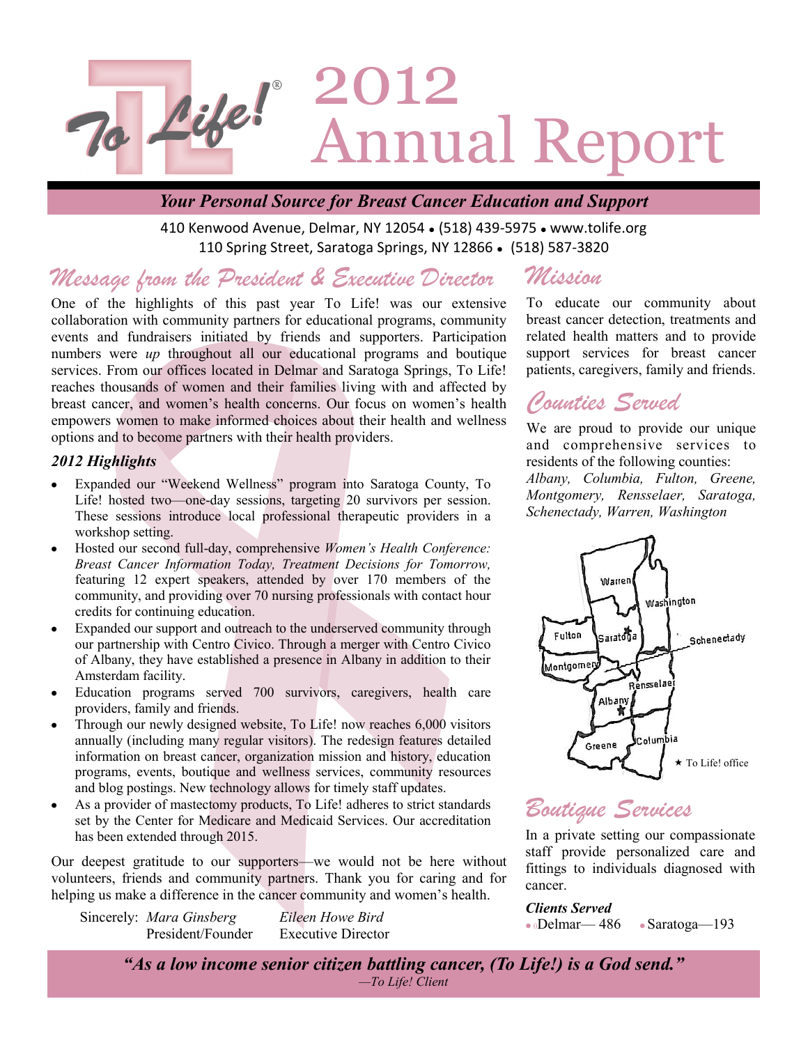# To Life!® 2012 Annual Report

***Your Personal Source for Breast Cancer Education and Support***

410 Kenwood Avenue, Delmar, NY 12054 • (518) 439-5975 • www.tolife.org
110 Spring Street, Saratoga Springs, NY 12866 • (518) 587-3820

## Message from the President & Executive Director

One of the highlights of this past year To Life! was our extensive collaboration with community partners for educational programs, community events and fundraisers initiated by friends and supporters. Participation numbers were *up* throughout all our educational programs and boutique services. From our offices located in Delmar and Saratoga Springs, To Life! reaches thousands of women and their families living with and affected by breast cancer, and women's health concerns. Our focus on women's health empowers women to make informed choices about their health and wellness options and to become partners with their health providers.

### *2012 Highlights*

- Expanded our "Weekend Wellness" program into Saratoga County, To Life! hosted two—one-day sessions, targeting 20 survivors per session. These sessions introduce local professional therapeutic providers in a workshop setting.
- Hosted our second full-day, comprehensive *Women's Health Conference: Breast Cancer Information Today, Treatment Decisions for Tomorrow,* featuring 12 expert speakers, attended by over 170 members of the community, and providing over 70 nursing professionals with contact hour credits for continuing education.
- Expanded our support and outreach to the underserved community through our partnership with Centro Civico. Through a merger with Centro Civico of Albany, they have established a presence in Albany in addition to their Amsterdam facility.
- Education programs served 700 survivors, caregivers, health care providers, family and friends.
- Through our newly designed website, To Life! now reaches 6,000 visitors annually (including many regular visitors). The redesign features detailed information on breast cancer, organization mission and history, education programs, events, boutique and wellness services, community resources and blog postings. New technology allows for timely staff updates.
- As a provider of mastectomy products, To Life! adheres to strict standards set by the Center for Medicare and Medicaid Services. Our accreditation has been extended through 2015.

Our deepest gratitude to our supporters—we would not be here without volunteers, friends and community partners. Thank you for caring and for helping us make a difference in the cancer community and women's health.

Sincerely: *Mara Ginsberg*, President/Founder    *Eileen Howe Bird*, Executive Director

## Mission

To educate our community about breast cancer detection, treatments and related health matters and to provide support services for breast cancer patients, caregivers, family and friends.

## Counties Served

We are proud to provide our unique and comprehensive services to residents of the following counties: *Albany, Columbia, Fulton, Greene, Montgomery, Rensselaer, Saratoga, Schenectady, Warren, Washington*

Warren, Washington, Fulton, Saratoga, Schenectady, Montgomery, Rensselaer, Albany, Greene, Columbia

★ To Life! office

## Boutique Services

In a private setting our compassionate staff provide personalized care and fittings to individuals diagnosed with cancer.

***Clients Served***

- Delmar— 486
- Saratoga—193

***"As a low income senior citizen battling cancer, (To Life!) is a God send."***
*—To Life! Client*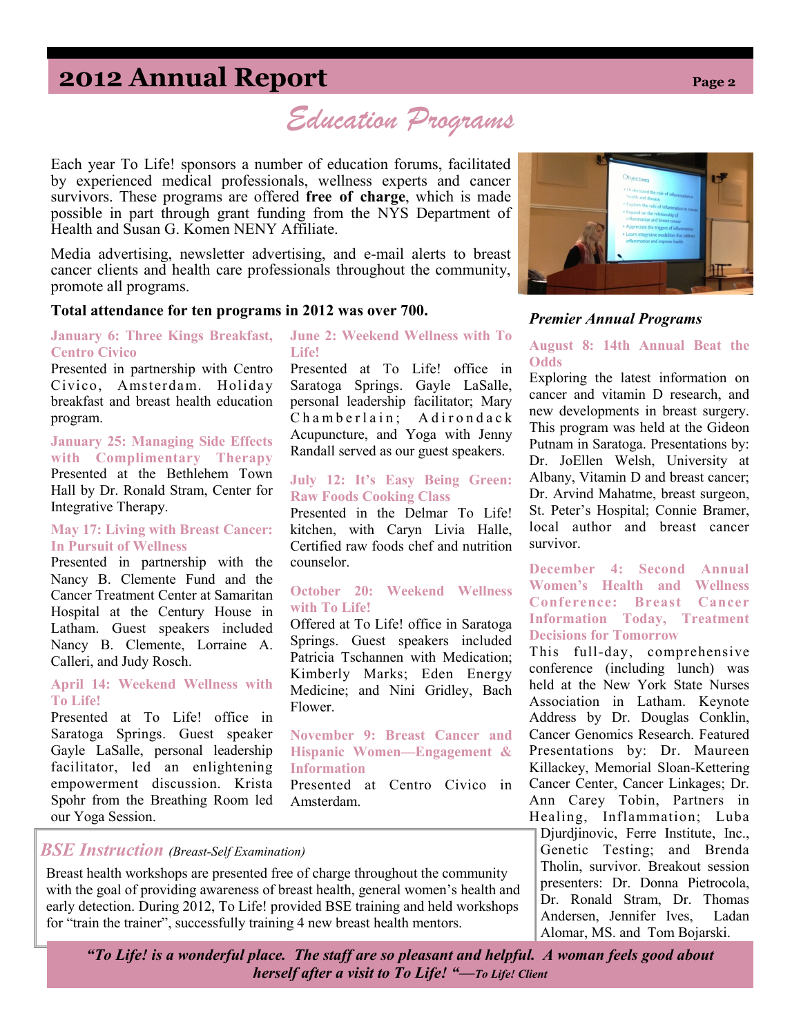# 2012 Annual Report

## Education Programs

Each year To Life! sponsors a number of education forums, facilitated by experienced medical professionals, wellness experts and cancer survivors. These programs are offered **free of charge**, which is made possible in part through grant funding from the NYS Department of Health and Susan G. Komen NENY Affiliate.

Media advertising, newsletter advertising, and e-mail alerts to breast cancer clients and health care professionals throughout the community, promote all programs.

**Total attendance for ten programs in 2012 was over 700.**

### January 6: Three Kings Breakfast, Centro Civico

Presented in partnership with Centro Civico, Amsterdam. Holiday breakfast and breast health education program.

### January 25: Managing Side Effects with Complimentary Therapy

Presented at the Bethlehem Town Hall by Dr. Ronald Stram, Center for Integrative Therapy.

### May 17: Living with Breast Cancer: In Pursuit of Wellness

Presented in partnership with the Nancy B. Clemente Fund and the Cancer Treatment Center at Samaritan Hospital at the Century House in Latham. Guest speakers included Nancy B. Clemente, Lorraine A. Calleri, and Judy Rosch.

### April 14: Weekend Wellness with To Life!

Presented at To Life! office in Saratoga Springs. Guest speaker Gayle LaSalle, personal leadership facilitator, led an enlightening empowerment discussion. Krista Spohr from the Breathing Room led our Yoga Session.

### June 2: Weekend Wellness with To Life!

Presented at To Life! office in Saratoga Springs. Gayle LaSalle, personal leadership facilitator; Mary Chamberlain; Adirondack Acupuncture, and Yoga with Jenny Randall served as our guest speakers.

### July 12: It's Easy Being Green: Raw Foods Cooking Class

Presented in the Delmar To Life! kitchen, with Caryn Livia Halle, Certified raw foods chef and nutrition counselor.

### October 20: Weekend Wellness with To Life!

Offered at To Life! office in Saratoga Springs. Guest speakers included Patricia Tschannen with Medication; Kimberly Marks; Eden Energy Medicine; and Nini Gridley, Bach Flower.

### November 9: Breast Cancer and Hispanic Women—Engagement & Information

Presented at Centro Civico in Amsterdam.

### *Premier Annual Programs*

### August 8: 14th Annual Beat the Odds

Exploring the latest information on cancer and vitamin D research, and new developments in breast surgery. This program was held at the Gideon Putnam in Saratoga. Presentations by: Dr. JoEllen Welsh, University at Albany, Vitamin D and breast cancer; Dr. Arvind Mahatme, breast surgeon, St. Peter's Hospital; Connie Bramer, local author and breast cancer survivor.

### December 4: Second Annual Women's Health and Wellness Conference: Breast Cancer Information Today, Treatment Decisions for Tomorrow

This full-day, comprehensive conference (including lunch) was held at the New York State Nurses Association in Latham. Keynote Address by Dr. Douglas Conklin, Cancer Genomics Research. Featured Presentations by: Dr. Maureen Killackey, Memorial Sloan-Kettering Cancer Center, Cancer Linkages; Dr. Ann Carey Tobin, Partners in Healing, Inflammation; Luba Djurdjinovic, Ferre Institute, Inc., Genetic Testing; and Brenda Tholin, survivor. Breakout session presenters: Dr. Donna Pietrocola, Dr. Ronald Stram, Dr. Thomas Andersen, Jennifer Ives, Ladan Alomar, MS. and Tom Bojarski.

### *BSE Instruction* *(Breast-Self Examination)*

Breast health workshops are presented free of charge throughout the community with the goal of providing awareness of breast health, general women's health and early detection. During 2012, To Life! provided BSE training and held workshops for "train the trainer", successfully training 4 new breast health mentors.

***"To Life! is a wonderful place. The staff are so pleasant and helpful. A woman feels good about herself after a visit to To Life! "—To Life! Client***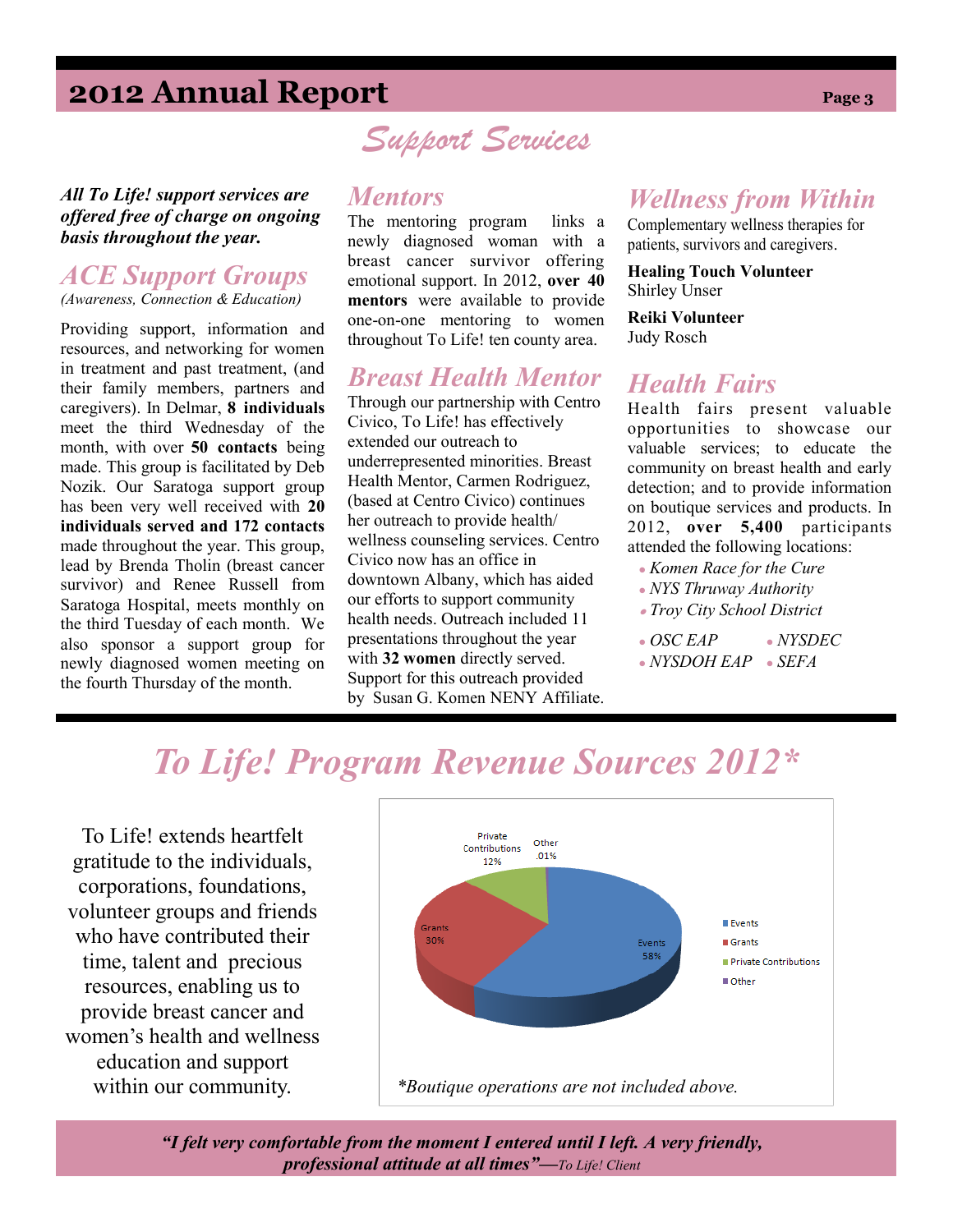# 2012 Annual Report

## Support Services

***All To Life! support services are offered free of charge on ongoing basis throughout the year.***

### ACE Support Groups

*(Awareness, Connection & Education)*

Providing support, information and resources, and networking for women in treatment and past treatment, (and their family members, partners and caregivers). In Delmar, **8 individuals** meet the third Wednesday of the month, with over **50 contacts** being made. This group is facilitated by Deb Nozik. Our Saratoga support group has been very well received with **20 individuals served and 172 contacts** made throughout the year. This group, lead by Brenda Tholin (breast cancer survivor) and Renee Russell from Saratoga Hospital, meets monthly on the third Tuesday of each month. We also sponsor a support group for newly diagnosed women meeting on the fourth Thursday of the month.

### Mentors

The mentoring program links a newly diagnosed woman with a breast cancer survivor offering emotional support. In 2012, **over 40 mentors** were available to provide one-on-one mentoring to women throughout To Life! ten county area.

### Breast Health Mentor

Through our partnership with Centro Civico, To Life! has effectively extended our outreach to underrepresented minorities. Breast Health Mentor, Carmen Rodriguez, (based at Centro Civico) continues her outreach to provide health/ wellness counseling services. Centro Civico now has an office in downtown Albany, which has aided our efforts to support community health needs. Outreach included 11 presentations throughout the year with **32 women** directly served. Support for this outreach provided by Susan G. Komen NENY Affiliate.

### Wellness from Within

Complementary wellness therapies for patients, survivors and caregivers.

**Healing Touch Volunteer**
Shirley Unser

**Reiki Volunteer**
Judy Rosch

### Health Fairs

Health fairs present valuable opportunities to showcase our valuable services; to educate the community on breast health and early detection; and to provide information on boutique services and products. In 2012, **over 5,400** participants attended the following locations:

- *Komen Race for the Cure*
- *NYS Thruway Authority*
- *Troy City School District*
- *OSC EAP*
- *NYSDEC*
- *NYSDOH EAP*
- *SEFA*

## To Life! Program Revenue Sources 2012*

To Life! extends heartfelt gratitude to the individuals, corporations, foundations, volunteer groups and friends who have contributed their time, talent and precious resources, enabling us to provide breast cancer and women's health and wellness education and support within our community.

| Source | Percentage |
|---|---|
| Events | 58% |
| Grants | 30% |
| Private Contributions | 12% |
| Other | .01% |

**Boutique operations are not included above.*

***"I felt very comfortable from the moment I entered until I left. A very friendly, professional attitude at all times"***—*To Life! Client*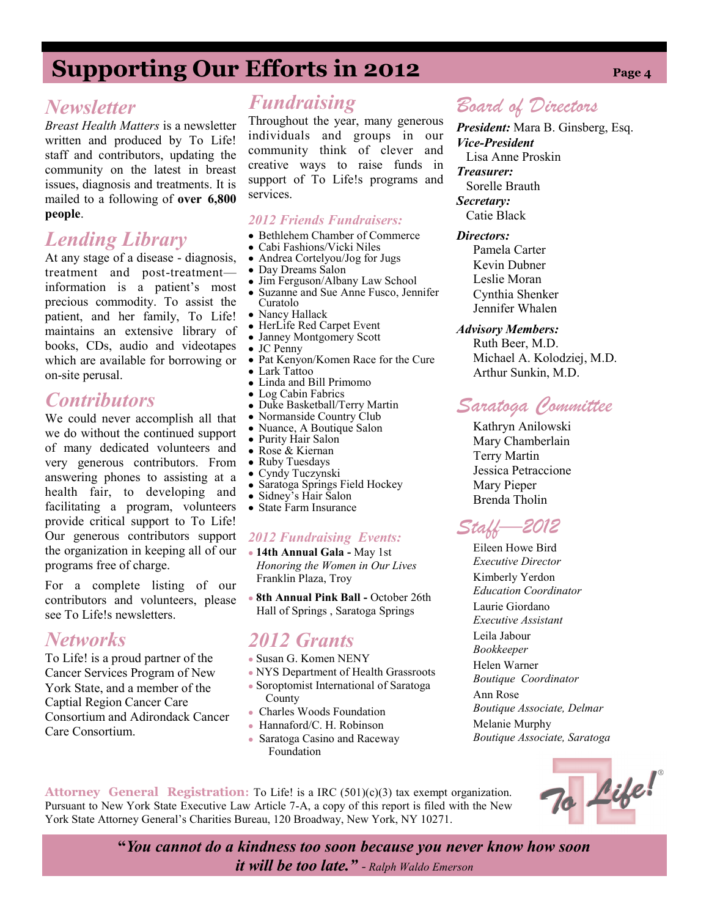# Supporting Our Efforts in 2012

## Newsletter

*Breast Health Matters* is a newsletter written and produced by To Life! staff and contributors, updating the community on the latest in breast issues, diagnosis and treatments. It is mailed to a following of **over 6,800 people**.

## Lending Library

At any stage of a disease - diagnosis, treatment and post-treatment—information is a patient's most precious commodity. To assist the patient, and her family, To Life! maintains an extensive library of books, CDs, audio and videotapes which are available for borrowing or on-site perusal.

## Contributors

We could never accomplish all that we do without the continued support of many dedicated volunteers and very generous contributors. From answering phones to assisting at a health fair, to developing and facilitating a program, volunteers provide critical support to To Life! Our generous contributors support the organization in keeping all of our programs free of charge.

For a complete listing of our contributors and volunteers, please see To Life!s newsletters.

## Networks

To Life! is a proud partner of the Cancer Services Program of New York State, and a member of the Captial Region Cancer Care Consortium and Adirondack Cancer Care Consortium.

## Fundraising

Throughout the year, many generous individuals and groups in our community think of clever and creative ways to raise funds in support of To Life!s programs and services.

### *2012 Friends Fundraisers:*

- Bethlehem Chamber of Commerce
- Cabi Fashions/Vicki Niles
- Andrea Cortelyou/Jog for Jugs
- Day Dreams Salon
- Jim Ferguson/Albany Law School
- Suzanne and Sue Anne Fusco, Jennifer Curatolo
- Nancy Hallack
- HerLife Red Carpet Event
- Janney Montgomery Scott
- JC Penny
- Pat Kenyon/Komen Race for the Cure
- Lark Tattoo
- Linda and Bill Primomo
- Log Cabin Fabrics
- Duke Basketball/Terry Martin
- Normanside Country Club
- Nuance, A Boutique Salon
- Purity Hair Salon
- Rose & Kiernan
- Ruby Tuesdays
- Cyndy Tuczynski
- Saratoga Springs Field Hockey
- Sidney's Hair Salon
- State Farm Insurance

### *2012 Fundraising Events:*

- **14th Annual Gala -** May 1st
  *Honoring the Women in Our Lives*
  Franklin Plaza, Troy
- **8th Annual Pink Ball -** October 26th
  Hall of Springs , Saratoga Springs

## 2012 Grants

- Susan G. Komen NENY
- NYS Department of Health Grassroots
- Soroptomist International of Saratoga County
- Charles Woods Foundation
- Hannaford/C. H. Robinson
- Saratoga Casino and Raceway Foundation

## Board of Directors

***President:*** Mara B. Ginsberg, Esq.

***Vice-President***
Lisa Anne Proskin

***Treasurer:***
Sorelle Brauth

***Secretary:***
Catie Black

***Directors:***
Pamela Carter
Kevin Dubner
Leslie Moran
Cynthia Shenker
Jennifer Whalen

***Advisory Members:***
Ruth Beer, M.D.
Michael A. Kolodziej, M.D.
Arthur Sunkin, M.D.

## Saratoga Committee

Kathryn Anilowski
Mary Chamberlain
Terry Martin
Jessica Petraccione
Mary Pieper
Brenda Tholin

## Staff—2012

Eileen Howe Bird
*Executive Director*

Kimberly Yerdon
*Education Coordinator*

Laurie Giordano
*Executive Assistant*

Leila Jabour
*Bookkeeper*

Helen Warner
*Boutique Coordinator*

Ann Rose
*Boutique Associate, Delmar*

Melanie Murphy
*Boutique Associate, Saratoga*

**Attorney General Registration:** To Life! is a IRC (501)(c)(3) tax exempt organization. Pursuant to New York State Executive Law Article 7-A, a copy of this report is filed with the New York State Attorney General's Charities Bureau, 120 Broadway, New York, NY 10271.

To Life!®

**"*You cannot do a kindness too soon because you never know how soon it will be too late.*"** - *Ralph Waldo Emerson*